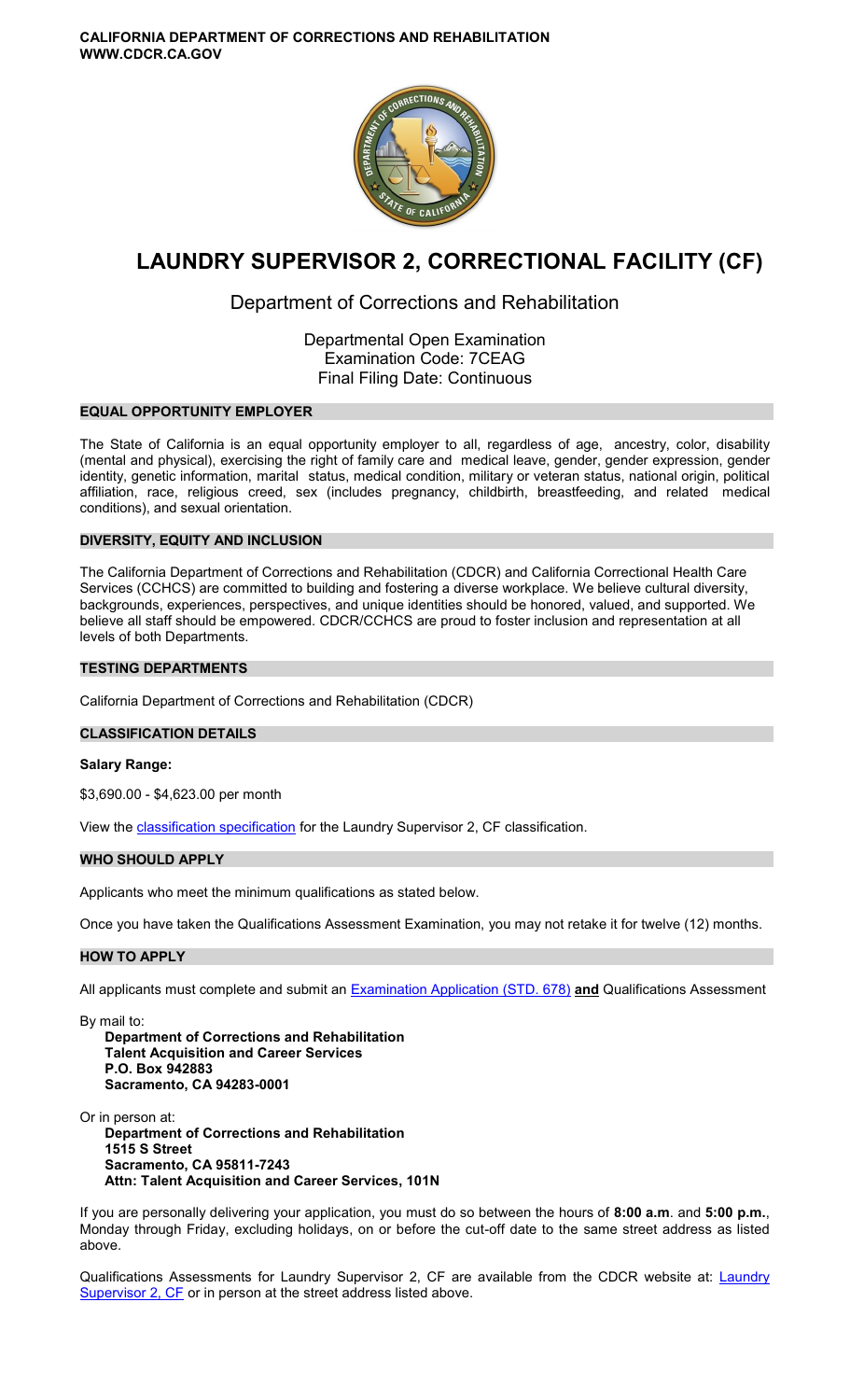**CALIFORNIA DEPARTMENT OF CORRECTIONS AND REHABILITATION**
**WWW.CDCR.CA.GOV**

# LAUNDRY SUPERVISOR 2, CORRECTIONAL FACILITY (CF)

## Department of Corrections and Rehabilitation

Departmental Open Examination
Examination Code: 7CEAG
Final Filing Date: Continuous

### EQUAL OPPORTUNITY EMPLOYER

The State of California is an equal opportunity employer to all, regardless of age, ancestry, color, disability (mental and physical), exercising the right of family care and medical leave, gender, gender expression, gender identity, genetic information, marital status, medical condition, military or veteran status, national origin, political affiliation, race, religious creed, sex (includes pregnancy, childbirth, breastfeeding, and related medical conditions), and sexual orientation.

### DIVERSITY, EQUITY AND INCLUSION

The California Department of Corrections and Rehabilitation (CDCR) and California Correctional Health Care Services (CCHCS) are committed to building and fostering a diverse workplace. We believe cultural diversity, backgrounds, experiences, perspectives, and unique identities should be honored, valued, and supported. We believe all staff should be empowered. CDCR/CCHCS are proud to foster inclusion and representation at all levels of both Departments.

### TESTING DEPARTMENTS

California Department of Corrections and Rehabilitation (CDCR)

### CLASSIFICATION DETAILS

**Salary Range:**

$3,690.00 - $4,623.00 per month

View the classification specification for the Laundry Supervisor 2, CF classification.

### WHO SHOULD APPLY

Applicants who meet the minimum qualifications as stated below.

Once you have taken the Qualifications Assessment Examination, you may not retake it for twelve (12) months.

### HOW TO APPLY

All applicants must complete and submit an Examination Application (STD. 678) **and** Qualifications Assessment

By mail to:
**Department of Corrections and Rehabilitation**
**Talent Acquisition and Career Services**
**P.O. Box 942883**
**Sacramento, CA 94283-0001**

Or in person at:
**Department of Corrections and Rehabilitation**
**1515 S Street**
**Sacramento, CA 95811-7243**
**Attn: Talent Acquisition and Career Services, 101N**

If you are personally delivering your application, you must do so between the hours of **8:00 a.m**. and **5:00 p.m.**, Monday through Friday, excluding holidays, on or before the cut-off date to the same street address as listed above.

Qualifications Assessments for Laundry Supervisor 2, CF are available from the CDCR website at: Laundry Supervisor 2, CF or in person at the street address listed above.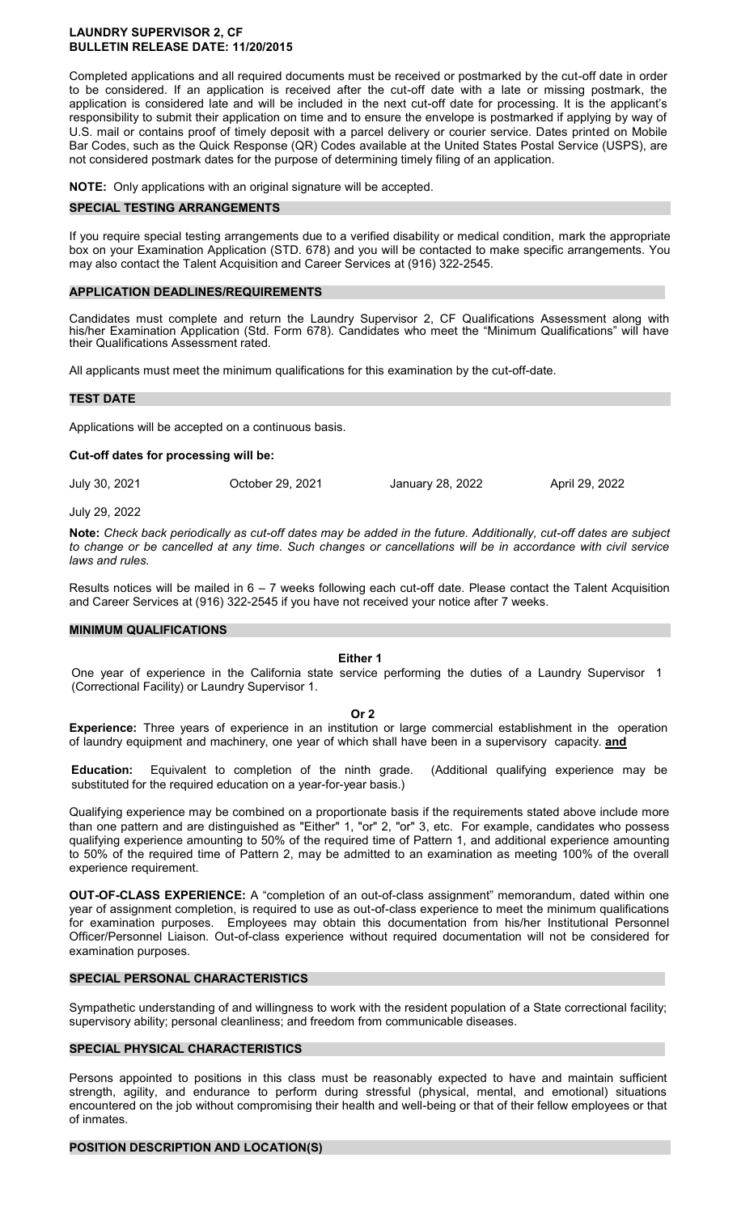**LAUNDRY SUPERVISOR 2, CF**
**BULLETIN RELEASE DATE: 11/20/2015**

Completed applications and all required documents must be received or postmarked by the cut-off date in order to be considered. If an application is received after the cut-off date with a late or missing postmark, the application is considered late and will be included in the next cut-off date for processing. It is the applicant's responsibility to submit their application on time and to ensure the envelope is postmarked if applying by way of U.S. mail or contains proof of timely deposit with a parcel delivery or courier service. Dates printed on Mobile Bar Codes, such as the Quick Response (QR) Codes available at the United States Postal Service (USPS), are not considered postmark dates for the purpose of determining timely filing of an application.

**NOTE:** Only applications with an original signature will be accepted.

## SPECIAL TESTING ARRANGEMENTS

If you require special testing arrangements due to a verified disability or medical condition, mark the appropriate box on your Examination Application (STD. 678) and you will be contacted to make specific arrangements. You may also contact the Talent Acquisition and Career Services at (916) 322-2545.

## APPLICATION DEADLINES/REQUIREMENTS

Candidates must complete and return the Laundry Supervisor 2, CF Qualifications Assessment along with his/her Examination Application (Std. Form 678). Candidates who meet the "Minimum Qualifications" will have their Qualifications Assessment rated.

All applicants must meet the minimum qualifications for this examination by the cut-off-date.

## TEST DATE

Applications will be accepted on a continuous basis.

**Cut-off dates for processing will be:**

July 30, 2021 | October 29, 2021 | January 28, 2022 | April 29, 2022

July 29, 2022

**Note:** *Check back periodically as cut-off dates may be added in the future. Additionally, cut-off dates are subject to change or be cancelled at any time. Such changes or cancellations will be in accordance with civil service laws and rules.*

Results notices will be mailed in 6 – 7 weeks following each cut-off date. Please contact the Talent Acquisition and Career Services at (916) 322-2545 if you have not received your notice after 7 weeks.

## MINIMUM QUALIFICATIONS

**Either 1**

One year of experience in the California state service performing the duties of a Laundry Supervisor 1 (Correctional Facility) or Laundry Supervisor 1.

**Or 2**

**Experience:** Three years of experience in an institution or large commercial establishment in the operation of laundry equipment and machinery, one year of which shall have been in a supervisory capacity. **and**

**Education:** Equivalent to completion of the ninth grade. (Additional qualifying experience may be substituted for the required education on a year-for-year basis.)

Qualifying experience may be combined on a proportionate basis if the requirements stated above include more than one pattern and are distinguished as "Either" 1, "or" 2, "or" 3, etc. For example, candidates who possess qualifying experience amounting to 50% of the required time of Pattern 1, and additional experience amounting to 50% of the required time of Pattern 2, may be admitted to an examination as meeting 100% of the overall experience requirement.

**OUT-OF-CLASS EXPERIENCE:** A "completion of an out-of-class assignment" memorandum, dated within one year of assignment completion, is required to use as out-of-class experience to meet the minimum qualifications for examination purposes. Employees may obtain this documentation from his/her Institutional Personnel Officer/Personnel Liaison. Out-of-class experience without required documentation will not be considered for examination purposes.

## SPECIAL PERSONAL CHARACTERISTICS

Sympathetic understanding of and willingness to work with the resident population of a State correctional facility; supervisory ability; personal cleanliness; and freedom from communicable diseases.

## SPECIAL PHYSICAL CHARACTERISTICS

Persons appointed to positions in this class must be reasonably expected to have and maintain sufficient strength, agility, and endurance to perform during stressful (physical, mental, and emotional) situations encountered on the job without compromising their health and well-being or that of their fellow employees or that of inmates.

## POSITION DESCRIPTION AND LOCATION(S)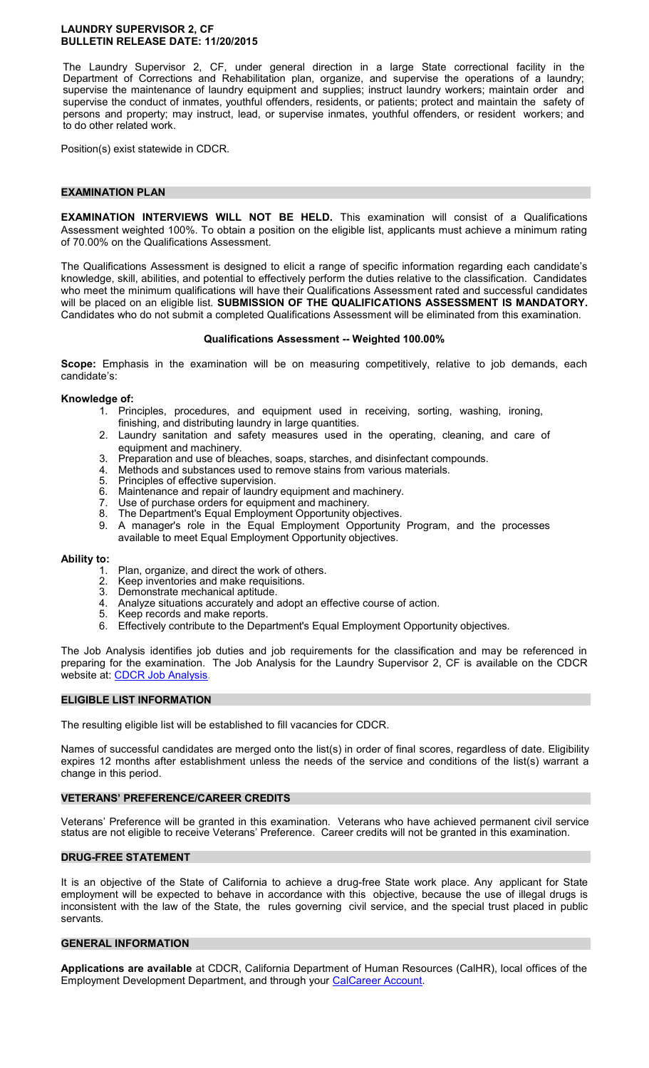**LAUNDRY SUPERVISOR 2, CF**
**BULLETIN RELEASE DATE: 11/20/2015**

The Laundry Supervisor 2, CF, under general direction in a large State correctional facility in the Department of Corrections and Rehabilitation plan, organize, and supervise the operations of a laundry; supervise the maintenance of laundry equipment and supplies; instruct laundry workers; maintain order and supervise the conduct of inmates, youthful offenders, residents, or patients; protect and maintain the safety of persons and property; may instruct, lead, or supervise inmates, youthful offenders, or resident workers; and to do other related work.

Position(s) exist statewide in CDCR.

## EXAMINATION PLAN

**EXAMINATION INTERVIEWS WILL NOT BE HELD.** This examination will consist of a Qualifications Assessment weighted 100%. To obtain a position on the eligible list, applicants must achieve a minimum rating of 70.00% on the Qualifications Assessment.

The Qualifications Assessment is designed to elicit a range of specific information regarding each candidate's knowledge, skill, abilities, and potential to effectively perform the duties relative to the classification. Candidates who meet the minimum qualifications will have their Qualifications Assessment rated and successful candidates will be placed on an eligible list. **SUBMISSION OF THE QUALIFICATIONS ASSESSMENT IS MANDATORY.** Candidates who do not submit a completed Qualifications Assessment will be eliminated from this examination.

### Qualifications Assessment -- Weighted 100.00%

**Scope:** Emphasis in the examination will be on measuring competitively, relative to job demands, each candidate's:

**Knowledge of:**

1. Principles, procedures, and equipment used in receiving, sorting, washing, ironing, finishing, and distributing laundry in large quantities.
2. Laundry sanitation and safety measures used in the operating, cleaning, and care of equipment and machinery.
3. Preparation and use of bleaches, soaps, starches, and disinfectant compounds.
4. Methods and substances used to remove stains from various materials.
5. Principles of effective supervision.
6. Maintenance and repair of laundry equipment and machinery.
7. Use of purchase orders for equipment and machinery.
8. The Department's Equal Employment Opportunity objectives.
9. A manager's role in the Equal Employment Opportunity Program, and the processes available to meet Equal Employment Opportunity objectives.

**Ability to:**

1. Plan, organize, and direct the work of others.
2. Keep inventories and make requisitions.
3. Demonstrate mechanical aptitude.
4. Analyze situations accurately and adopt an effective course of action.
5. Keep records and make reports.
6. Effectively contribute to the Department's Equal Employment Opportunity objectives.

The Job Analysis identifies job duties and job requirements for the classification and may be referenced in preparing for the examination. The Job Analysis for the Laundry Supervisor 2, CF is available on the CDCR website at: CDCR Job Analysis.

## ELIGIBLE LIST INFORMATION

The resulting eligible list will be established to fill vacancies for CDCR.

Names of successful candidates are merged onto the list(s) in order of final scores, regardless of date. Eligibility expires 12 months after establishment unless the needs of the service and conditions of the list(s) warrant a change in this period.

## VETERANS' PREFERENCE/CAREER CREDITS

Veterans' Preference will be granted in this examination. Veterans who have achieved permanent civil service status are not eligible to receive Veterans' Preference. Career credits will not be granted in this examination.

## DRUG-FREE STATEMENT

It is an objective of the State of California to achieve a drug-free State work place. Any applicant for State employment will be expected to behave in accordance with this objective, because the use of illegal drugs is inconsistent with the law of the State, the rules governing civil service, and the special trust placed in public servants.

## GENERAL INFORMATION

**Applications are available** at CDCR, California Department of Human Resources (CalHR), local offices of the Employment Development Department, and through your CalCareer Account.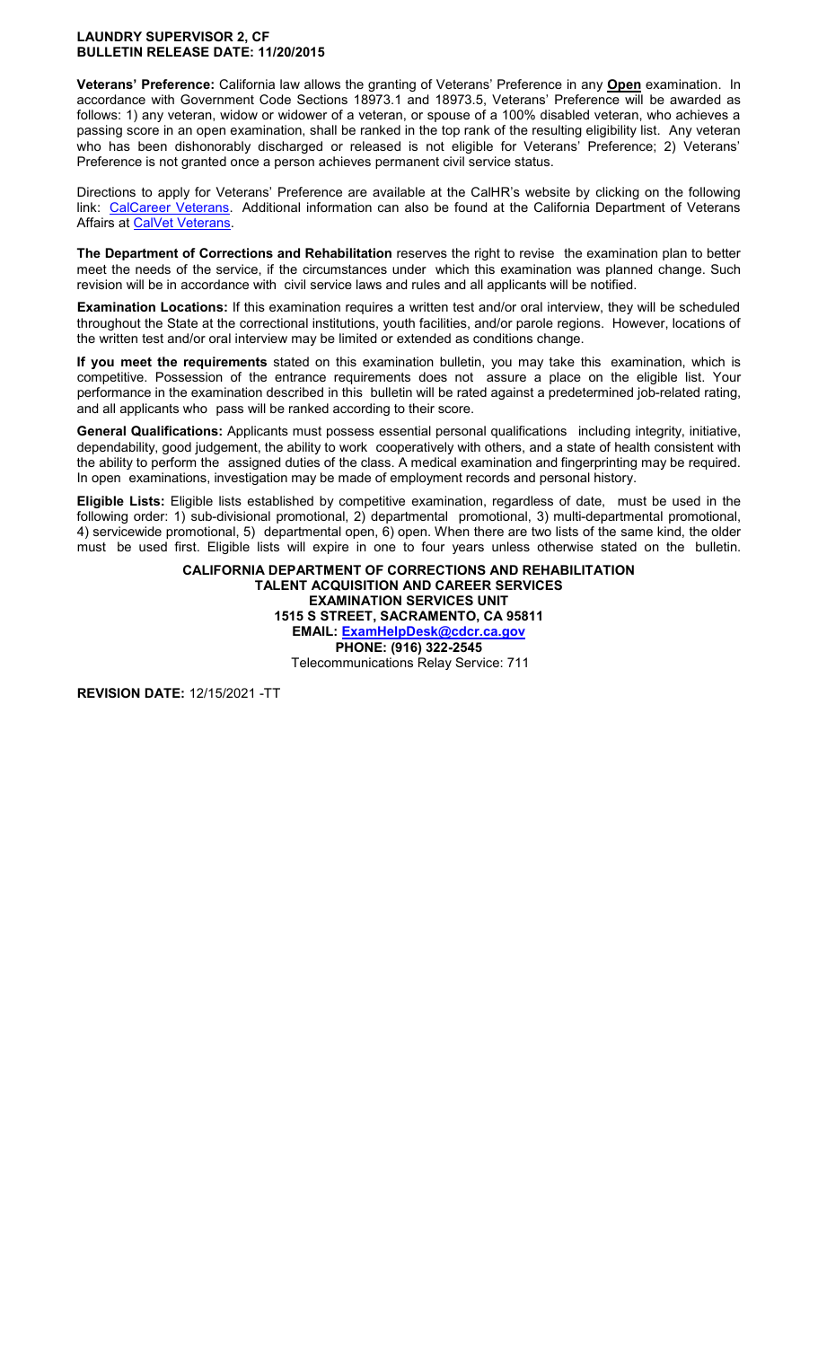**LAUNDRY SUPERVISOR 2, CF**
**BULLETIN RELEASE DATE: 11/20/2015**

**Veterans' Preference:** California law allows the granting of Veterans' Preference in any **Open** examination. In accordance with Government Code Sections 18973.1 and 18973.5, Veterans' Preference will be awarded as follows: 1) any veteran, widow or widower of a veteran, or spouse of a 100% disabled veteran, who achieves a passing score in an open examination, shall be ranked in the top rank of the resulting eligibility list. Any veteran who has been dishonorably discharged or released is not eligible for Veterans' Preference; 2) Veterans' Preference is not granted once a person achieves permanent civil service status.

Directions to apply for Veterans' Preference are available at the CalHR's website by clicking on the following link: CalCareer Veterans. Additional information can also be found at the California Department of Veterans Affairs at CalVet Veterans.

**The Department of Corrections and Rehabilitation** reserves the right to revise the examination plan to better meet the needs of the service, if the circumstances under which this examination was planned change. Such revision will be in accordance with civil service laws and rules and all applicants will be notified.

**Examination Locations:** If this examination requires a written test and/or oral interview, they will be scheduled throughout the State at the correctional institutions, youth facilities, and/or parole regions. However, locations of the written test and/or oral interview may be limited or extended as conditions change.

**If you meet the requirements** stated on this examination bulletin, you may take this examination, which is competitive. Possession of the entrance requirements does not assure a place on the eligible list. Your performance in the examination described in this bulletin will be rated against a predetermined job-related rating, and all applicants who pass will be ranked according to their score.

**General Qualifications:** Applicants must possess essential personal qualifications including integrity, initiative, dependability, good judgement, the ability to work cooperatively with others, and a state of health consistent with the ability to perform the assigned duties of the class. A medical examination and fingerprinting may be required. In open examinations, investigation may be made of employment records and personal history.

**Eligible Lists:** Eligible lists established by competitive examination, regardless of date, must be used in the following order: 1) sub-divisional promotional, 2) departmental promotional, 3) multi-departmental promotional, 4) servicewide promotional, 5) departmental open, 6) open. When there are two lists of the same kind, the older must be used first. Eligible lists will expire in one to four years unless otherwise stated on the bulletin.

**CALIFORNIA DEPARTMENT OF CORRECTIONS AND REHABILITATION**
**TALENT ACQUISITION AND CAREER SERVICES**
**EXAMINATION SERVICES UNIT**
**1515 S STREET, SACRAMENTO, CA 95811**
**EMAIL: ExamHelpDesk@cdcr.ca.gov**
**PHONE: (916) 322-2545**
Telecommunications Relay Service: 711

**REVISION DATE:** 12/15/2021 -TT